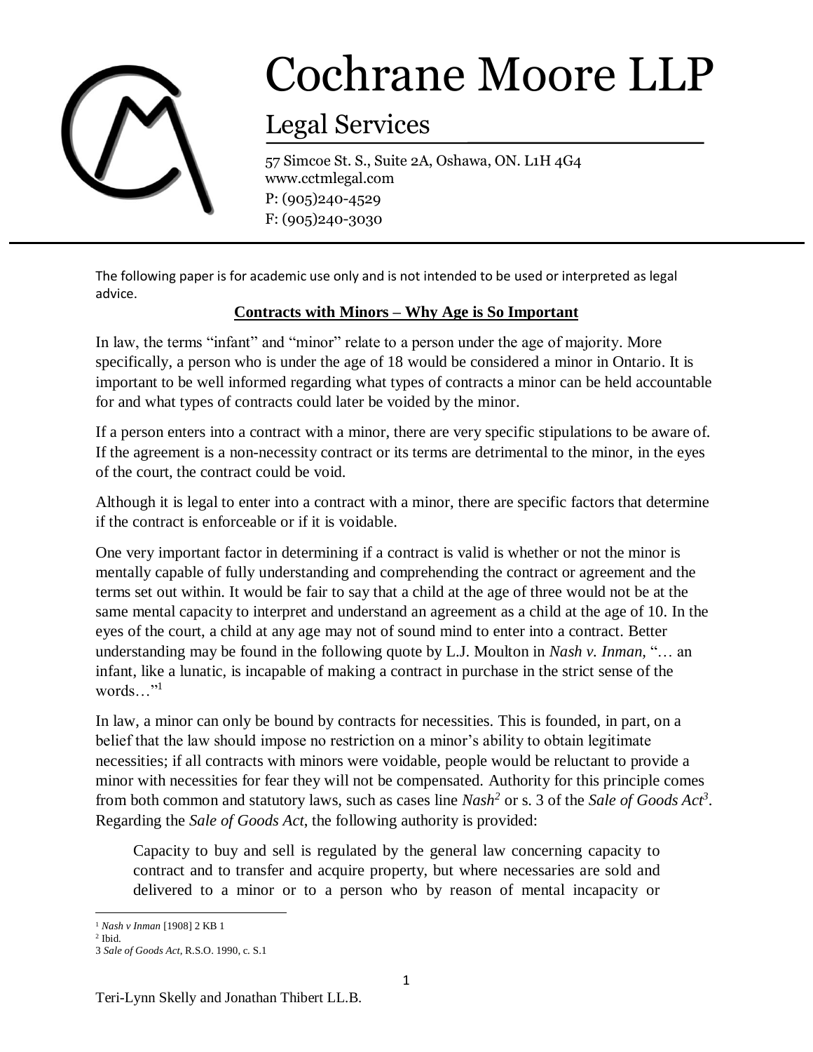# Cochrane Moore LLP

## Legal Services

57 Simcoe St. S., Suite 2A, Oshawa, ON. L1H 4G4
www.cctmlegal.com
P: (905)240-4529
F: (905)240-3030

---

The following paper is for academic use only and is not intended to be used or interpreted as legal advice.

**Contracts with Minors – Why Age is So Important**

In law, the terms "infant" and "minor" relate to a person under the age of majority. More specifically, a person who is under the age of 18 would be considered a minor in Ontario. It is important to be well informed regarding what types of contracts a minor can be held accountable for and what types of contracts could later be voided by the minor.

If a person enters into a contract with a minor, there are very specific stipulations to be aware of. If the agreement is a non-necessity contract or its terms are detrimental to the minor, in the eyes of the court, the contract could be void.

Although it is legal to enter into a contract with a minor, there are specific factors that determine if the contract is enforceable or if it is voidable.

One very important factor in determining if a contract is valid is whether or not the minor is mentally capable of fully understanding and comprehending the contract or agreement and the terms set out within. It would be fair to say that a child at the age of three would not be at the same mental capacity to interpret and understand an agreement as a child at the age of 10. In the eyes of the court, a child at any age may not of sound mind to enter into a contract. Better understanding may be found in the following quote by L.J. Moulton in *Nash v. Inman,* "… an infant, like a lunatic, is incapable of making a contract in purchase in the strict sense of the words…"[1]

In law, a minor can only be bound by contracts for necessities. This is founded, in part, on a belief that the law should impose no restriction on a minor's ability to obtain legitimate necessities; if all contracts with minors were voidable, people would be reluctant to provide a minor with necessities for fear they will not be compensated. Authority for this principle comes from both common and statutory laws, such as cases line *Nash*[2] or s. 3 of the *Sale of Goods Act*[3]. Regarding the *Sale of Goods Act*, the following authority is provided:

> Capacity to buy and sell is regulated by the general law concerning capacity to contract and to transfer and acquire property, but where necessaries are sold and delivered to a minor or to a person who by reason of mental incapacity or

---

[1] *Nash v Inman* [1908] 2 KB 1

[2] Ibid.

3 *Sale of Goods Act*, R.S.O. 1990, c. S.1

Teri-Lynn Skelly and Jonathan Thibert LL.B.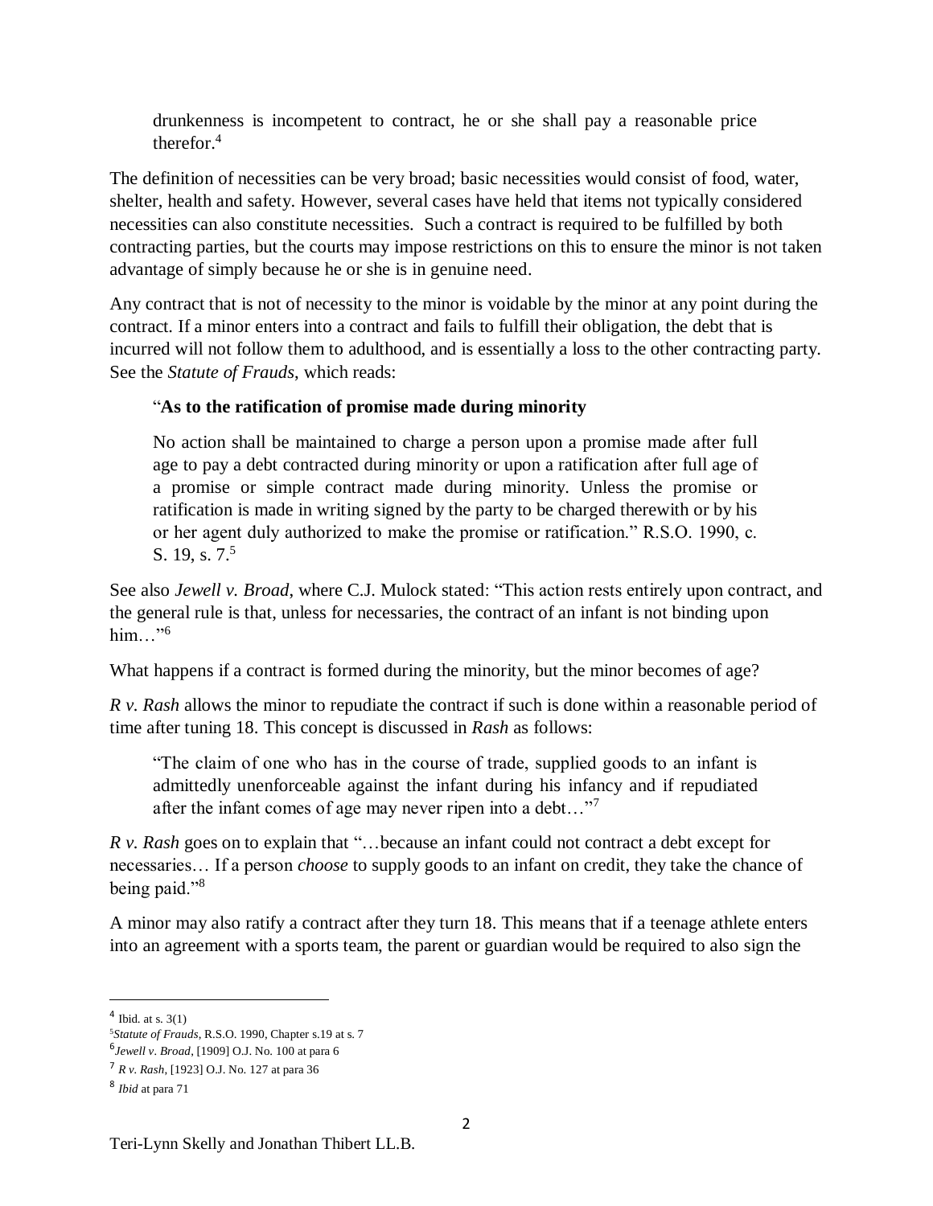> drunkenness is incompetent to contract, he or she shall pay a reasonable price therefor.[4]

The definition of necessities can be very broad; basic necessities would consist of food, water, shelter, health and safety. However, several cases have held that items not typically considered necessities can also constitute necessities. Such a contract is required to be fulfilled by both contracting parties, but the courts may impose restrictions on this to ensure the minor is not taken advantage of simply because he or she is in genuine need.

Any contract that is not of necessity to the minor is voidable by the minor at any point during the contract. If a minor enters into a contract and fails to fulfill their obligation, the debt that is incurred will not follow them to adulthood, and is essentially a loss to the other contracting party. See the *Statute of Frauds*, which reads:

> "**As to the ratification of promise made during minority**
>
> No action shall be maintained to charge a person upon a promise made after full age to pay a debt contracted during minority or upon a ratification after full age of a promise or simple contract made during minority. Unless the promise or ratification is made in writing signed by the party to be charged therewith or by his or her agent duly authorized to make the promise or ratification." R.S.O. 1990, c. S. 19, s. 7.[5]

See also *Jewell v. Broad*, where C.J. Mulock stated: "This action rests entirely upon contract, and the general rule is that, unless for necessaries, the contract of an infant is not binding upon him…"[6]

What happens if a contract is formed during the minority, but the minor becomes of age?

*R v. Rash* allows the minor to repudiate the contract if such is done within a reasonable period of time after tuning 18. This concept is discussed in *Rash* as follows:

> "The claim of one who has in the course of trade, supplied goods to an infant is admittedly unenforceable against the infant during his infancy and if repudiated after the infant comes of age may never ripen into a debt…"[7]

*R v. Rash* goes on to explain that "…because an infant could not contract a debt except for necessaries… If a person *choose* to supply goods to an infant on credit, they take the chance of being paid."[8]

A minor may also ratify a contract after they turn 18. This means that if a teenage athlete enters into an agreement with a sports team, the parent or guardian would be required to also sign the

---

[4] Ibid. at s. 3(1)

[5] *Statute of Frauds*, R.S.O. 1990, Chapter s.19 at s. 7

[6] *Jewell v. Broad*, [1909] O.J. No. 100 at para 6

[7] *R v. Rash*, [1923] O.J. No. 127 at para 36

[8] *Ibid* at para 71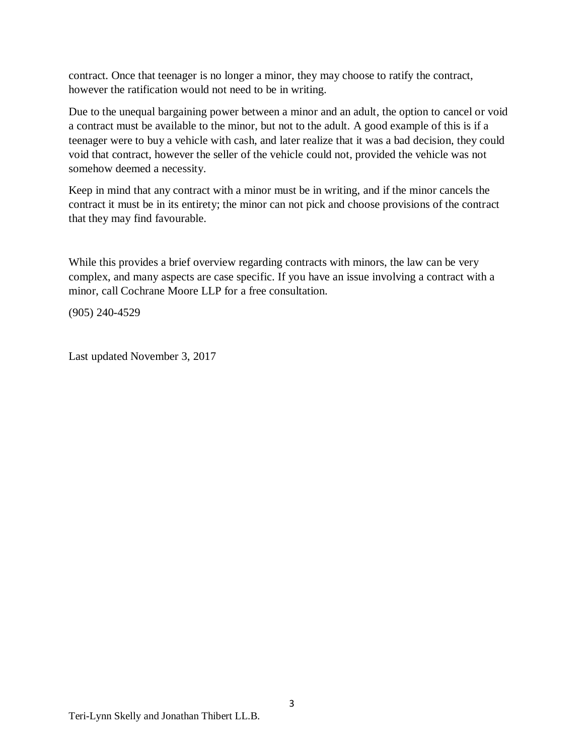contract. Once that teenager is no longer a minor, they may choose to ratify the contract, however the ratification would not need to be in writing.

Due to the unequal bargaining power between a minor and an adult, the option to cancel or void a contract must be available to the minor, but not to the adult. A good example of this is if a teenager were to buy a vehicle with cash, and later realize that it was a bad decision, they could void that contract, however the seller of the vehicle could not, provided the vehicle was not somehow deemed a necessity.

Keep in mind that any contract with a minor must be in writing, and if the minor cancels the contract it must be in its entirety; the minor can not pick and choose provisions of the contract that they may find favourable.

While this provides a brief overview regarding contracts with minors, the law can be very complex, and many aspects are case specific. If you have an issue involving a contract with a minor, call Cochrane Moore LLP for a free consultation.

(905) 240-4529

Last updated November 3, 2017

Teri-Lynn Skelly and Jonathan Thibert LL.B.